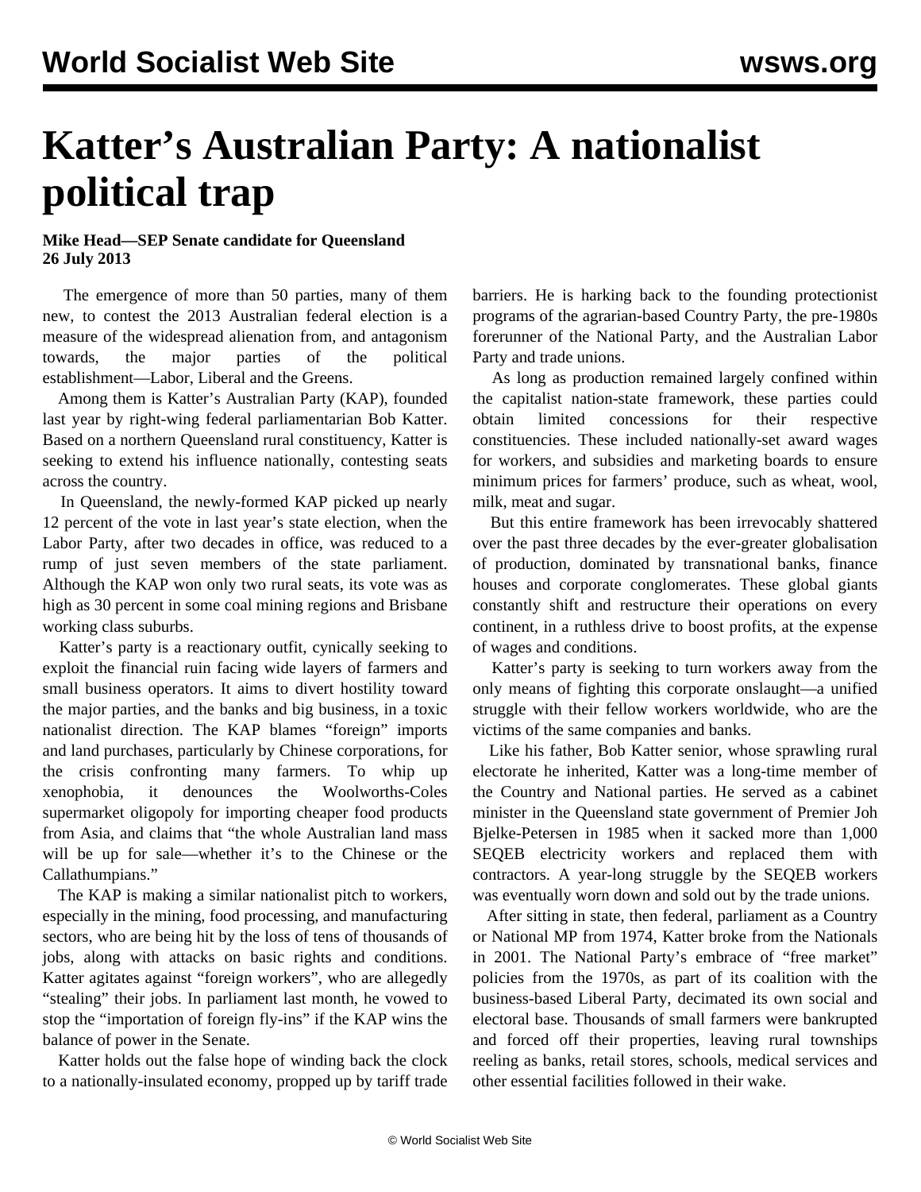# Katter's Australian Party: A nationalist political trap

**Mike Head—SEP Senate candidate for Queensland**
**26 July 2013**

The emergence of more than 50 parties, many of them new, to contest the 2013 Australian federal election is a measure of the widespread alienation from, and antagonism towards, the major parties of the political establishment—Labor, Liberal and the Greens.

Among them is Katter's Australian Party (KAP), founded last year by right-wing federal parliamentarian Bob Katter. Based on a northern Queensland rural constituency, Katter is seeking to extend his influence nationally, contesting seats across the country.

In Queensland, the newly-formed KAP picked up nearly 12 percent of the vote in last year's state election, when the Labor Party, after two decades in office, was reduced to a rump of just seven members of the state parliament. Although the KAP won only two rural seats, its vote was as high as 30 percent in some coal mining regions and Brisbane working class suburbs.

Katter's party is a reactionary outfit, cynically seeking to exploit the financial ruin facing wide layers of farmers and small business operators. It aims to divert hostility toward the major parties, and the banks and big business, in a toxic nationalist direction. The KAP blames "foreign" imports and land purchases, particularly by Chinese corporations, for the crisis confronting many farmers. To whip up xenophobia, it denounces the Woolworths-Coles supermarket oligopoly for importing cheaper food products from Asia, and claims that "the whole Australian land mass will be up for sale—whether it's to the Chinese or the Callathumpians."

The KAP is making a similar nationalist pitch to workers, especially in the mining, food processing, and manufacturing sectors, who are being hit by the loss of tens of thousands of jobs, along with attacks on basic rights and conditions. Katter agitates against "foreign workers", who are allegedly "stealing" their jobs. In parliament last month, he vowed to stop the "importation of foreign fly-ins" if the KAP wins the balance of power in the Senate.

Katter holds out the false hope of winding back the clock to a nationally-insulated economy, propped up by tariff trade barriers. He is harking back to the founding protectionist programs of the agrarian-based Country Party, the pre-1980s forerunner of the National Party, and the Australian Labor Party and trade unions.

As long as production remained largely confined within the capitalist nation-state framework, these parties could obtain limited concessions for their respective constituencies. These included nationally-set award wages for workers, and subsidies and marketing boards to ensure minimum prices for farmers' produce, such as wheat, wool, milk, meat and sugar.

But this entire framework has been irrevocably shattered over the past three decades by the ever-greater globalisation of production, dominated by transnational banks, finance houses and corporate conglomerates. These global giants constantly shift and restructure their operations on every continent, in a ruthless drive to boost profits, at the expense of wages and conditions.

Katter's party is seeking to turn workers away from the only means of fighting this corporate onslaught—a unified struggle with their fellow workers worldwide, who are the victims of the same companies and banks.

Like his father, Bob Katter senior, whose sprawling rural electorate he inherited, Katter was a long-time member of the Country and National parties. He served as a cabinet minister in the Queensland state government of Premier Joh Bjelke-Petersen in 1985 when it sacked more than 1,000 SEQEB electricity workers and replaced them with contractors. A year-long struggle by the SEQEB workers was eventually worn down and sold out by the trade unions.

After sitting in state, then federal, parliament as a Country or National MP from 1974, Katter broke from the Nationals in 2001. The National Party's embrace of "free market" policies from the 1970s, as part of its coalition with the business-based Liberal Party, decimated its own social and electoral base. Thousands of small farmers were bankrupted and forced off their properties, leaving rural townships reeling as banks, retail stores, schools, medical services and other essential facilities followed in their wake.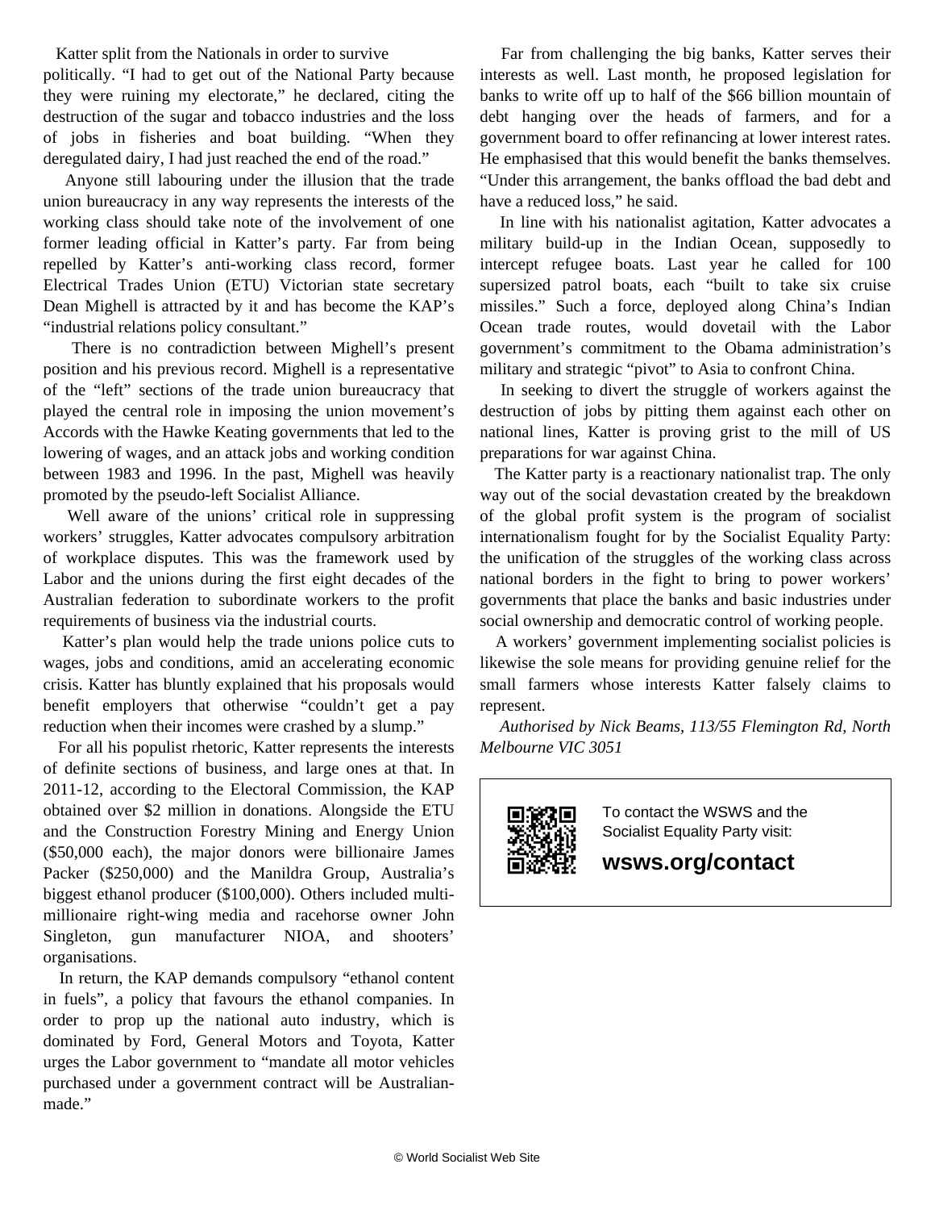Katter split from the Nationals in order to survive politically. "I had to get out of the National Party because they were ruining my electorate," he declared, citing the destruction of the sugar and tobacco industries and the loss of jobs in fisheries and boat building. "When they deregulated dairy, I had just reached the end of the road."

Anyone still labouring under the illusion that the trade union bureaucracy in any way represents the interests of the working class should take note of the involvement of one former leading official in Katter's party. Far from being repelled by Katter's anti-working class record, former Electrical Trades Union (ETU) Victorian state secretary Dean Mighell is attracted by it and has become the KAP's "industrial relations policy consultant."

There is no contradiction between Mighell's present position and his previous record. Mighell is a representative of the "left" sections of the trade union bureaucracy that played the central role in imposing the union movement's Accords with the Hawke Keating governments that led to the lowering of wages, and an attack jobs and working condition between 1983 and 1996. In the past, Mighell was heavily promoted by the pseudo-left Socialist Alliance.

Well aware of the unions' critical role in suppressing workers' struggles, Katter advocates compulsory arbitration of workplace disputes. This was the framework used by Labor and the unions during the first eight decades of the Australian federation to subordinate workers to the profit requirements of business via the industrial courts.

Katter's plan would help the trade unions police cuts to wages, jobs and conditions, amid an accelerating economic crisis. Katter has bluntly explained that his proposals would benefit employers that otherwise "couldn't get a pay reduction when their incomes were crashed by a slump."

For all his populist rhetoric, Katter represents the interests of definite sections of business, and large ones at that. In 2011-12, according to the Electoral Commission, the KAP obtained over $2 million in donations. Alongside the ETU and the Construction Forestry Mining and Energy Union ($50,000 each), the major donors were billionaire James Packer ($250,000) and the Manildra Group, Australia's biggest ethanol producer ($100,000). Others included multi-millionaire right-wing media and racehorse owner John Singleton, gun manufacturer NIOA, and shooters' organisations.

In return, the KAP demands compulsory "ethanol content in fuels", a policy that favours the ethanol companies. In order to prop up the national auto industry, which is dominated by Ford, General Motors and Toyota, Katter urges the Labor government to "mandate all motor vehicles purchased under a government contract will be Australian-made."

Far from challenging the big banks, Katter serves their interests as well. Last month, he proposed legislation for banks to write off up to half of the $66 billion mountain of debt hanging over the heads of farmers, and for a government board to offer refinancing at lower interest rates. He emphasised that this would benefit the banks themselves. "Under this arrangement, the banks offload the bad debt and have a reduced loss," he said.

In line with his nationalist agitation, Katter advocates a military build-up in the Indian Ocean, supposedly to intercept refugee boats. Last year he called for 100 supersized patrol boats, each "built to take six cruise missiles." Such a force, deployed along China's Indian Ocean trade routes, would dovetail with the Labor government's commitment to the Obama administration's military and strategic "pivot" to Asia to confront China.

In seeking to divert the struggle of workers against the destruction of jobs by pitting them against each other on national lines, Katter is proving grist to the mill of US preparations for war against China.

The Katter party is a reactionary nationalist trap. The only way out of the social devastation created by the breakdown of the global profit system is the program of socialist internationalism fought for by the Socialist Equality Party: the unification of the struggles of the working class across national borders in the fight to bring to power workers' governments that place the banks and basic industries under social ownership and democratic control of working people.

A workers' government implementing socialist policies is likewise the sole means for providing genuine relief for the small farmers whose interests Katter falsely claims to represent.

*Authorised by Nick Beams, 113/55 Flemington Rd, North Melbourne VIC 3051*

To contact the WSWS and the Socialist Equality Party visit:

**wsws.org/contact**